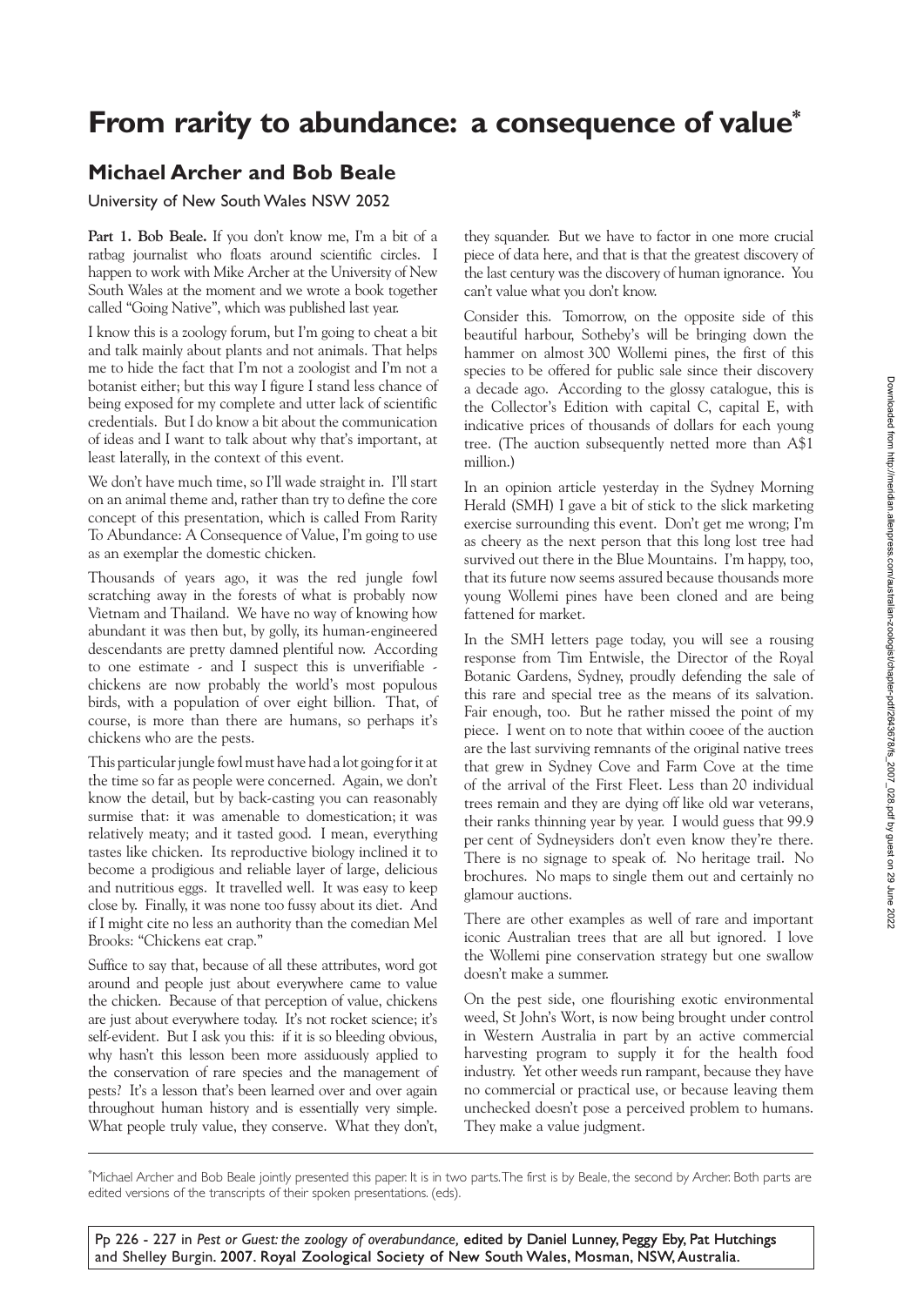# From rarity to abundance: a consequence of value*

## Michael Archer and Bob Beale

University of New South Wales NSW 2052

**Part 1. Bob Beale.** If you don't know me, I'm a bit of a ratbag journalist who floats around scientific circles. I happen to work with Mike Archer at the University of New South Wales at the moment and we wrote a book together called "Going Native", which was published last year.

I know this is a zoology forum, but I'm going to cheat a bit and talk mainly about plants and not animals. That helps me to hide the fact that I'm not a zoologist and I'm not a botanist either; but this way I figure I stand less chance of being exposed for my complete and utter lack of scientific credentials. But I do know a bit about the communication of ideas and I want to talk about why that's important, at least laterally, in the context of this event.

We don't have much time, so I'll wade straight in. I'll start on an animal theme and, rather than try to define the core concept of this presentation, which is called From Rarity To Abundance: A Consequence of Value, I'm going to use as an exemplar the domestic chicken.

Thousands of years ago, it was the red jungle fowl scratching away in the forests of what is probably now Vietnam and Thailand. We have no way of knowing how abundant it was then but, by golly, its human-engineered descendants are pretty damned plentiful now. According to one estimate - and I suspect this is unverifiable - chickens are now probably the world's most populous birds, with a population of over eight billion. That, of course, is more than there are humans, so perhaps it's chickens who are the pests.

This particular jungle fowl must have had a lot going for it at the time so far as people were concerned. Again, we don't know the detail, but by back-casting you can reasonably surmise that: it was amenable to domestication; it was relatively meaty; and it tasted good. I mean, everything tastes like chicken. Its reproductive biology inclined it to become a prodigious and reliable layer of large, delicious and nutritious eggs. It travelled well. It was easy to keep close by. Finally, it was none too fussy about its diet. And if I might cite no less an authority than the comedian Mel Brooks: "Chickens eat crap."

Suffice to say that, because of all these attributes, word got around and people just about everywhere came to value the chicken. Because of that perception of value, chickens are just about everywhere today. It's not rocket science; it's self-evident. But I ask you this: if it is so bleeding obvious, why hasn't this lesson been more assiduously applied to the conservation of rare species and the management of pests? It's a lesson that's been learned over and over again throughout human history and is essentially very simple. What people truly value, they conserve. What they don't, they squander. But we have to factor in one more crucial piece of data here, and that is that the greatest discovery of the last century was the discovery of human ignorance. You can't value what you don't know.

Consider this. Tomorrow, on the opposite side of this beautiful harbour, Sotheby's will be bringing down the hammer on almost 300 Wollemi pines, the first of this species to be offered for public sale since their discovery a decade ago. According to the glossy catalogue, this is the Collector's Edition with capital C, capital E, with indicative prices of thousands of dollars for each young tree. (The auction subsequently netted more than A$1 million.)

In an opinion article yesterday in the Sydney Morning Herald (SMH) I gave a bit of stick to the slick marketing exercise surrounding this event. Don't get me wrong; I'm as cheery as the next person that this long lost tree had survived out there in the Blue Mountains. I'm happy, too, that its future now seems assured because thousands more young Wollemi pines have been cloned and are being fattened for market.

In the SMH letters page today, you will see a rousing response from Tim Entwisle, the Director of the Royal Botanic Gardens, Sydney, proudly defending the sale of this rare and special tree as the means of its salvation. Fair enough, too. But he rather missed the point of my piece. I went on to note that within cooee of the auction are the last surviving remnants of the original native trees that grew in Sydney Cove and Farm Cove at the time of the arrival of the First Fleet. Less than 20 individual trees remain and they are dying off like old war veterans, their ranks thinning year by year. I would guess that 99.9 per cent of Sydneysiders don't even know they're there. There is no signage to speak of. No heritage trail. No brochures. No maps to single them out and certainly no glamour auctions.

There are other examples as well of rare and important iconic Australian trees that are all but ignored. I love the Wollemi pine conservation strategy but one swallow doesn't make a summer.

On the pest side, one flourishing exotic environmental weed, St John's Wort, is now being brought under control in Western Australia in part by an active commercial harvesting program to supply it for the health food industry. Yet other weeds run rampant, because they have no commercial or practical use, or because leaving them unchecked doesn't pose a perceived problem to humans. They make a value judgment.

*Michael Archer and Bob Beale jointly presented this paper. It is in two parts. The first is by Beale, the second by Archer. Both parts are edited versions of the transcripts of their spoken presentations. (eds).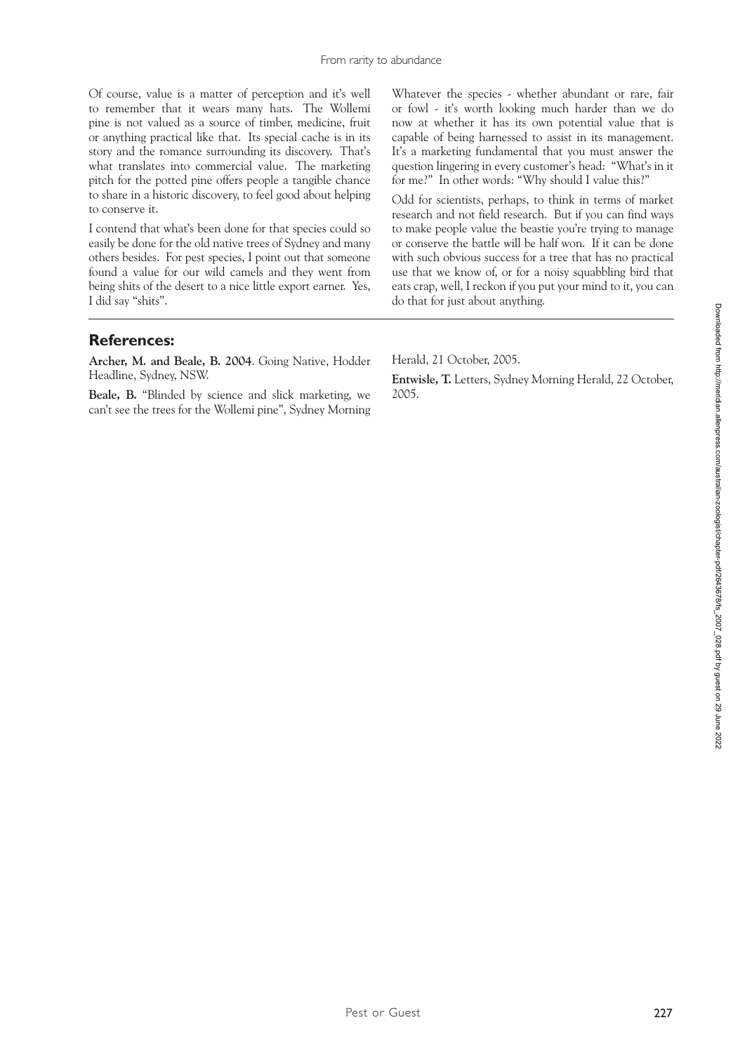Of course, value is a matter of perception and it's well to remember that it wears many hats. The Wollemi pine is not valued as a source of timber, medicine, fruit or anything practical like that. Its special cache is in its story and the romance surrounding its discovery. That's what translates into commercial value. The marketing pitch for the potted pine offers people a tangible chance to share in a historic discovery, to feel good about helping to conserve it.

I contend that what's been done for that species could so easily be done for the old native trees of Sydney and many others besides. For pest species, I point out that someone found a value for our wild camels and they went from being shits of the desert to a nice little export earner. Yes, I did say "shits".

Whatever the species - whether abundant or rare, fair or fowl - it's worth looking much harder than we do now at whether it has its own potential value that is capable of being harnessed to assist in its management. It's a marketing fundamental that you must answer the question lingering in every customer's head: "What's in it for me?" In other words: "Why should I value this?"

Odd for scientists, perhaps, to think in terms of market research and not field research. But if you can find ways to make people value the beastie you're trying to manage or conserve the battle will be half won. If it can be done with such obvious success for a tree that has no practical use that we know of, or for a noisy squabbling bird that eats crap, well, I reckon if you put your mind to it, you can do that for just about anything.

## References:

**Archer, M. and Beale, B. 2004**. Going Native, Hodder Headline, Sydney, NSW.

**Beale, B.** "Blinded by science and slick marketing, we can't see the trees for the Wollemi pine", Sydney Morning Herald, 21 October, 2005.

**Entwisle, T.** Letters, Sydney Morning Herald, 22 October, 2005.